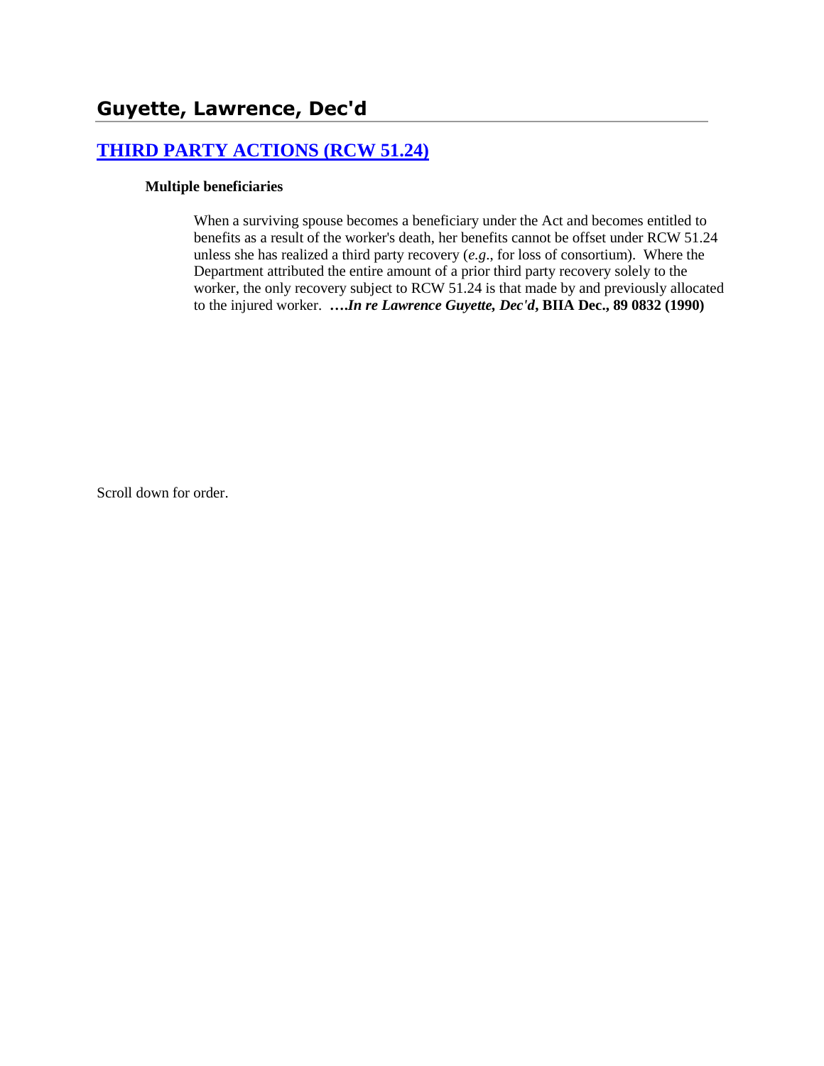## Guyette, Lawrence, Dec'd

### [THIRD PARTY ACTIONS (RCW 51.24)]

**Multiple beneficiaries**

When a surviving spouse becomes a beneficiary under the Act and becomes entitled to benefits as a result of the worker's death, her benefits cannot be offset under RCW 51.24 unless she has realized a third party recovery (*e.g*., for loss of consortium). Where the Department attributed the entire amount of a prior third party recovery solely to the worker, the only recovery subject to RCW 51.24 is that made by and previously allocated to the injured worker. **….*In re Lawrence Guyette, Dec'd*, BIIA Dec., 89 0832 (1990)**

Scroll down for order.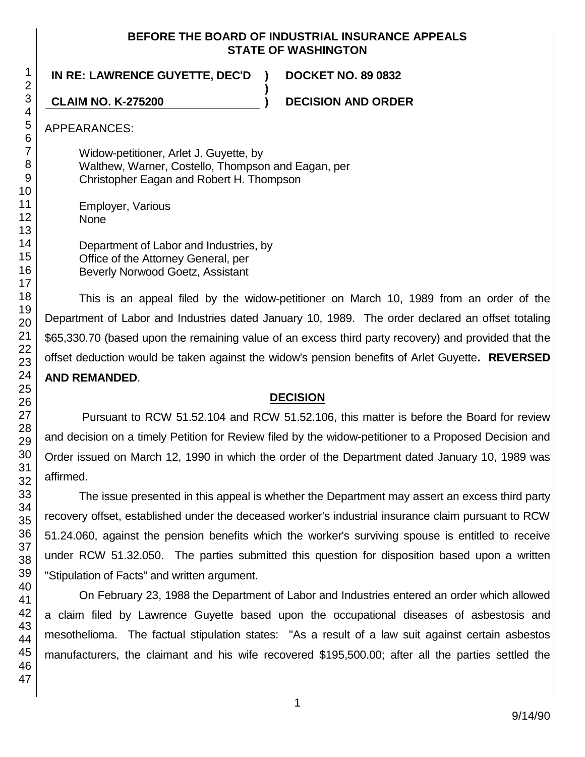**BEFORE THE BOARD OF INDUSTRIAL INSURANCE APPEALS**
**STATE OF WASHINGTON**

**IN RE: LAWRENCE GUYETTE, DEC'D** ) **DOCKET NO. 89 0832**
)
**CLAIM NO. K-275200** ) **DECISION AND ORDER**

APPEARANCES:

Widow-petitioner, Arlet J. Guyette, by
Walthew, Warner, Costello, Thompson and Eagan, per
Christopher Eagan and Robert H. Thompson

Employer, Various
None

Department of Labor and Industries, by
Office of the Attorney General, per
Beverly Norwood Goetz, Assistant

This is an appeal filed by the widow-petitioner on March 10, 1989 from an order of the Department of Labor and Industries dated January 10, 1989. The order declared an offset totaling $65,330.70 (based upon the remaining value of an excess third party recovery) and provided that the offset deduction would be taken against the widow's pension benefits of Arlet Guyette**. REVERSED AND REMANDED**.

## DECISION

Pursuant to RCW 51.52.104 and RCW 51.52.106, this matter is before the Board for review and decision on a timely Petition for Review filed by the widow-petitioner to a Proposed Decision and Order issued on March 12, 1990 in which the order of the Department dated January 10, 1989 was affirmed.

The issue presented in this appeal is whether the Department may assert an excess third party recovery offset, established under the deceased worker's industrial insurance claim pursuant to RCW 51.24.060, against the pension benefits which the worker's surviving spouse is entitled to receive under RCW 51.32.050. The parties submitted this question for disposition based upon a written "Stipulation of Facts" and written argument.

On February 23, 1988 the Department of Labor and Industries entered an order which allowed a claim filed by Lawrence Guyette based upon the occupational diseases of asbestosis and mesothelioma. The factual stipulation states: "As a result of a law suit against certain asbestos manufacturers, the claimant and his wife recovered $195,500.00; after all the parties settled the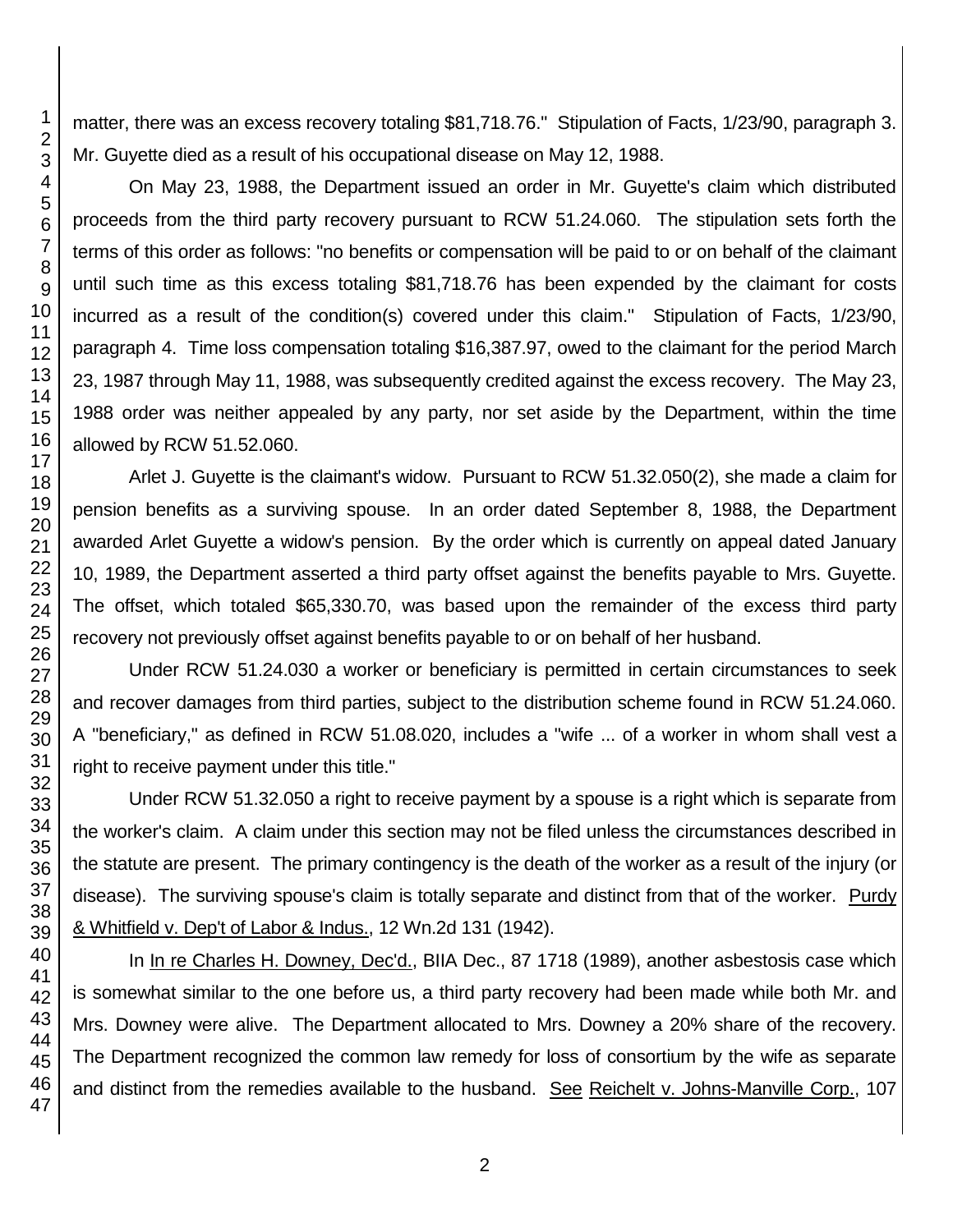matter, there was an excess recovery totaling $81,718.76." Stipulation of Facts, 1/23/90, paragraph 3. Mr. Guyette died as a result of his occupational disease on May 12, 1988.

On May 23, 1988, the Department issued an order in Mr. Guyette's claim which distributed proceeds from the third party recovery pursuant to RCW 51.24.060. The stipulation sets forth the terms of this order as follows: "no benefits or compensation will be paid to or on behalf of the claimant until such time as this excess totaling $81,718.76 has been expended by the claimant for costs incurred as a result of the condition(s) covered under this claim." Stipulation of Facts, 1/23/90, paragraph 4. Time loss compensation totaling $16,387.97, owed to the claimant for the period March 23, 1987 through May 11, 1988, was subsequently credited against the excess recovery. The May 23, 1988 order was neither appealed by any party, nor set aside by the Department, within the time allowed by RCW 51.52.060.

Arlet J. Guyette is the claimant's widow. Pursuant to RCW 51.32.050(2), she made a claim for pension benefits as a surviving spouse. In an order dated September 8, 1988, the Department awarded Arlet Guyette a widow's pension. By the order which is currently on appeal dated January 10, 1989, the Department asserted a third party offset against the benefits payable to Mrs. Guyette. The offset, which totaled $65,330.70, was based upon the remainder of the excess third party recovery not previously offset against benefits payable to or on behalf of her husband.

Under RCW 51.24.030 a worker or beneficiary is permitted in certain circumstances to seek and recover damages from third parties, subject to the distribution scheme found in RCW 51.24.060. A "beneficiary," as defined in RCW 51.08.020, includes a "wife ... of a worker in whom shall vest a right to receive payment under this title."

Under RCW 51.32.050 a right to receive payment by a spouse is a right which is separate from the worker's claim. A claim under this section may not be filed unless the circumstances described in the statute are present. The primary contingency is the death of the worker as a result of the injury (or disease). The surviving spouse's claim is totally separate and distinct from that of the worker. Purdy & Whitfield v. Dep't of Labor & Indus., 12 Wn.2d 131 (1942).

In In re Charles H. Downey, Dec'd., BIIA Dec., 87 1718 (1989), another asbestosis case which is somewhat similar to the one before us, a third party recovery had been made while both Mr. and Mrs. Downey were alive. The Department allocated to Mrs. Downey a 20% share of the recovery. The Department recognized the common law remedy for loss of consortium by the wife as separate and distinct from the remedies available to the husband. See Reichelt v. Johns-Manville Corp., 107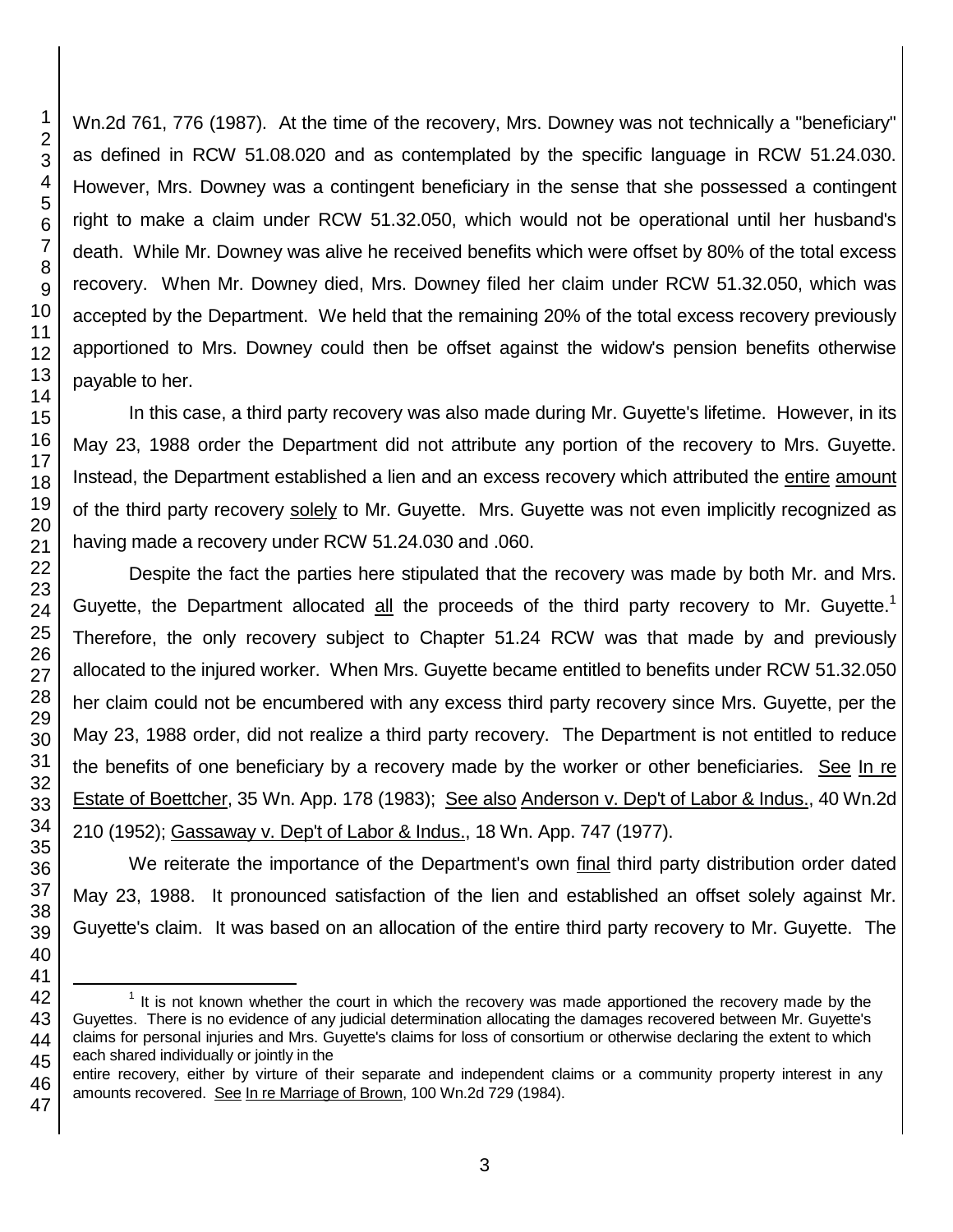Wn.2d 761, 776 (1987). At the time of the recovery, Mrs. Downey was not technically a "beneficiary" as defined in RCW 51.08.020 and as contemplated by the specific language in RCW 51.24.030. However, Mrs. Downey was a contingent beneficiary in the sense that she possessed a contingent right to make a claim under RCW 51.32.050, which would not be operational until her husband's death. While Mr. Downey was alive he received benefits which were offset by 80% of the total excess recovery. When Mr. Downey died, Mrs. Downey filed her claim under RCW 51.32.050, which was accepted by the Department. We held that the remaining 20% of the total excess recovery previously apportioned to Mrs. Downey could then be offset against the widow's pension benefits otherwise payable to her.

In this case, a third party recovery was also made during Mr. Guyette's lifetime. However, in its May 23, 1988 order the Department did not attribute any portion of the recovery to Mrs. Guyette. Instead, the Department established a lien and an excess recovery which attributed the entire amount of the third party recovery solely to Mr. Guyette. Mrs. Guyette was not even implicitly recognized as having made a recovery under RCW 51.24.030 and .060.

Despite the fact the parties here stipulated that the recovery was made by both Mr. and Mrs. Guyette, the Department allocated all the proceeds of the third party recovery to Mr. Guyette.[1] Therefore, the only recovery subject to Chapter 51.24 RCW was that made by and previously allocated to the injured worker. When Mrs. Guyette became entitled to benefits under RCW 51.32.050 her claim could not be encumbered with any excess third party recovery since Mrs. Guyette, per the May 23, 1988 order, did not realize a third party recovery. The Department is not entitled to reduce the benefits of one beneficiary by a recovery made by the worker or other beneficiaries. See In re Estate of Boettcher, 35 Wn. App. 178 (1983); See also Anderson v. Dep't of Labor & Indus., 40 Wn.2d 210 (1952); Gassaway v. Dep't of Labor & Indus., 18 Wn. App. 747 (1977).

We reiterate the importance of the Department's own final third party distribution order dated May 23, 1988. It pronounced satisfaction of the lien and established an offset solely against Mr. Guyette's claim. It was based on an allocation of the entire third party recovery to Mr. Guyette. The

---

[1] It is not known whether the court in which the recovery was made apportioned the recovery made by the Guyettes. There is no evidence of any judicial determination allocating the damages recovered between Mr. Guyette's claims for personal injuries and Mrs. Guyette's claims for loss of consortium or otherwise declaring the extent to which each shared individually or jointly in the entire recovery, either by virture of their separate and independent claims or a community property interest in any amounts recovered. See In re Marriage of Brown, 100 Wn.2d 729 (1984).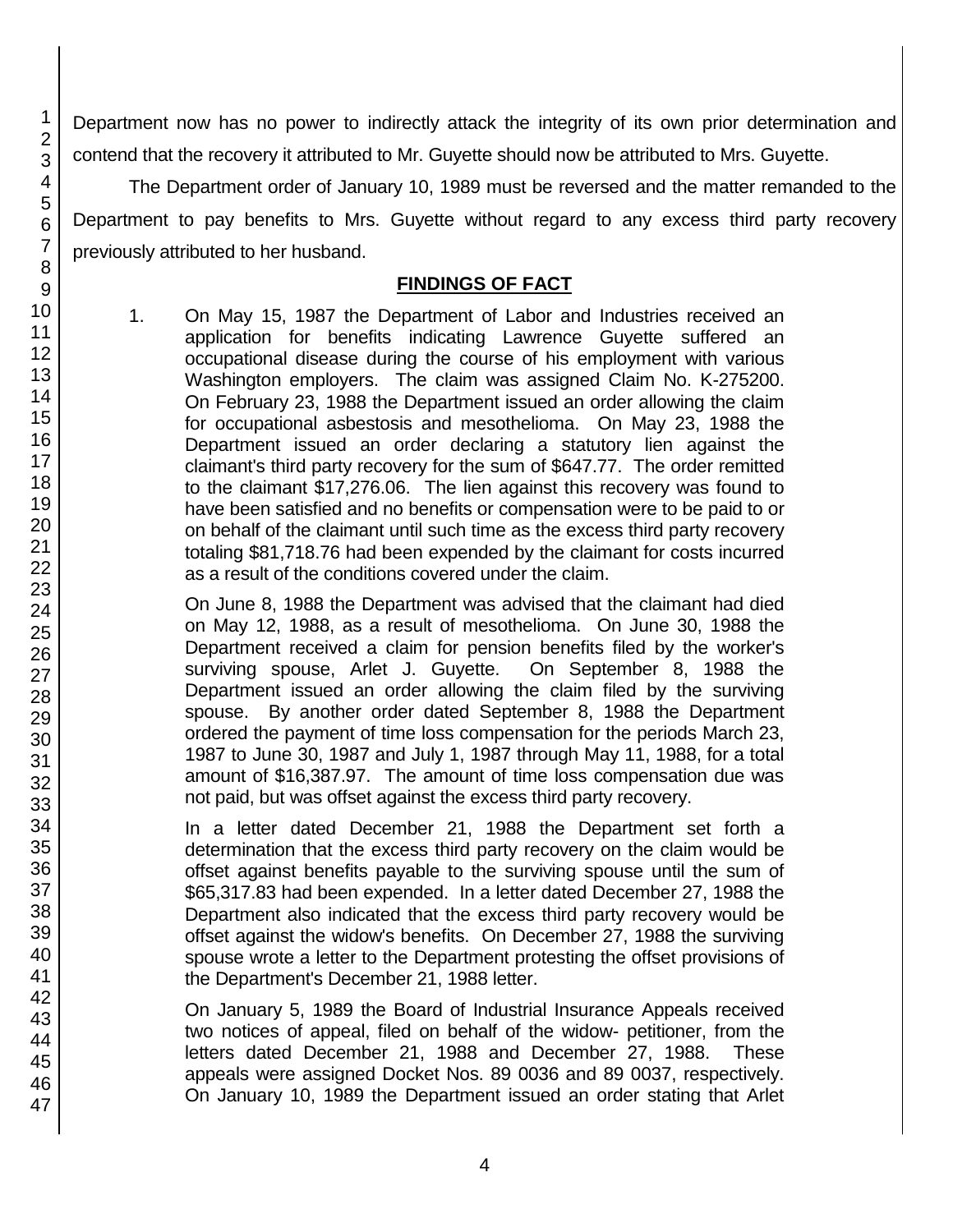Department now has no power to indirectly attack the integrity of its own prior determination and contend that the recovery it attributed to Mr. Guyette should now be attributed to Mrs. Guyette.

The Department order of January 10, 1989 must be reversed and the matter remanded to the Department to pay benefits to Mrs. Guyette without regard to any excess third party recovery previously attributed to her husband.

## FINDINGS OF FACT

1. On May 15, 1987 the Department of Labor and Industries received an application for benefits indicating Lawrence Guyette suffered an occupational disease during the course of his employment with various Washington employers. The claim was assigned Claim No. K-275200. On February 23, 1988 the Department issued an order allowing the claim for occupational asbestosis and mesothelioma. On May 23, 1988 the Department issued an order declaring a statutory lien against the claimant's third party recovery for the sum of $647.77. The order remitted to the claimant $17,276.06. The lien against this recovery was found to have been satisfied and no benefits or compensation were to be paid to or on behalf of the claimant until such time as the excess third party recovery totaling $81,718.76 had been expended by the claimant for costs incurred as a result of the conditions covered under the claim.

   On June 8, 1988 the Department was advised that the claimant had died on May 12, 1988, as a result of mesothelioma. On June 30, 1988 the Department received a claim for pension benefits filed by the worker's surviving spouse, Arlet J. Guyette. On September 8, 1988 the Department issued an order allowing the claim filed by the surviving spouse. By another order dated September 8, 1988 the Department ordered the payment of time loss compensation for the periods March 23, 1987 to June 30, 1987 and July 1, 1987 through May 11, 1988, for a total amount of $16,387.97. The amount of time loss compensation due was not paid, but was offset against the excess third party recovery.

   In a letter dated December 21, 1988 the Department set forth a determination that the excess third party recovery on the claim would be offset against benefits payable to the surviving spouse until the sum of $65,317.83 had been expended. In a letter dated December 27, 1988 the Department also indicated that the excess third party recovery would be offset against the widow's benefits. On December 27, 1988 the surviving spouse wrote a letter to the Department protesting the offset provisions of the Department's December 21, 1988 letter.

   On January 5, 1989 the Board of Industrial Insurance Appeals received two notices of appeal, filed on behalf of the widow- petitioner, from the letters dated December 21, 1988 and December 27, 1988. These appeals were assigned Docket Nos. 89 0036 and 89 0037, respectively. On January 10, 1989 the Department issued an order stating that Arlet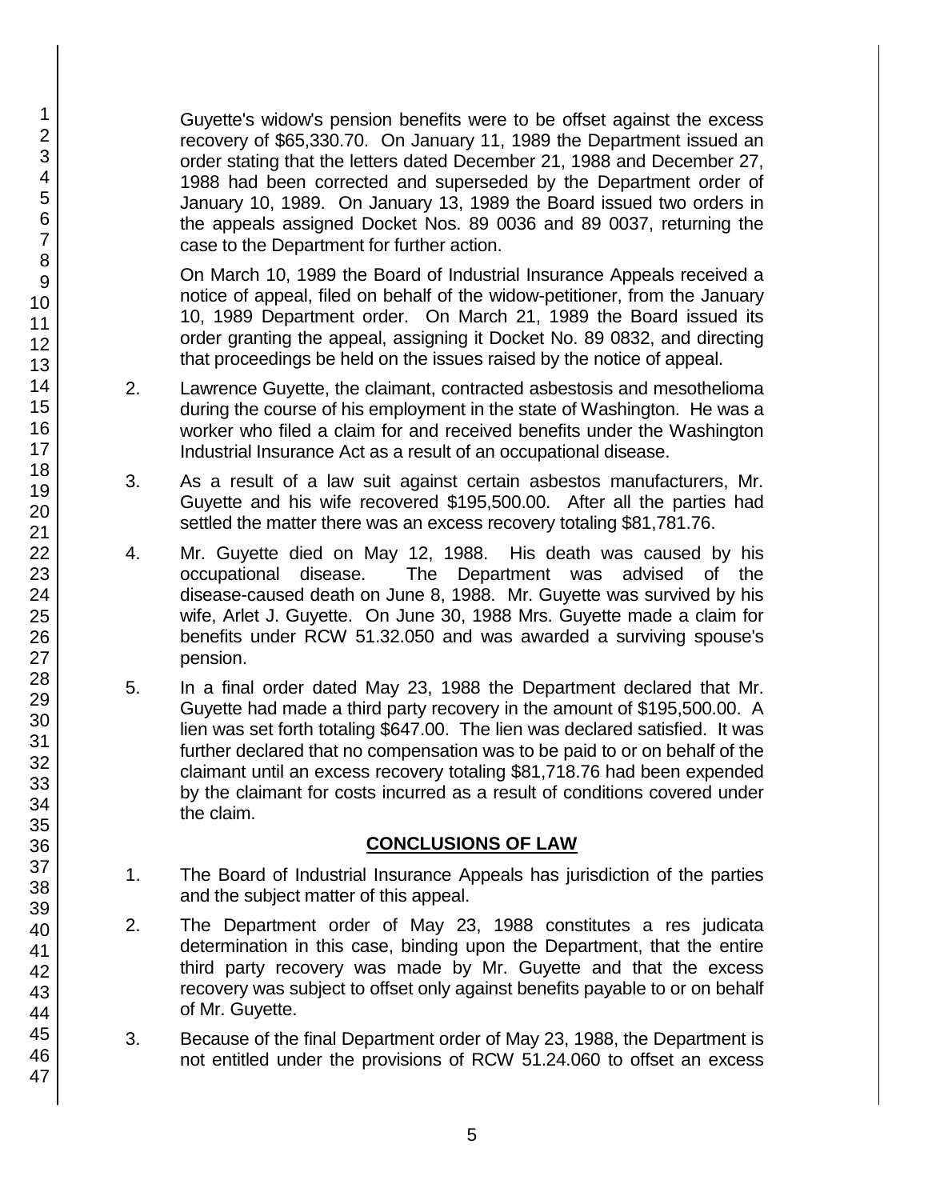Guyette's widow's pension benefits were to be offset against the excess recovery of $65,330.70. On January 11, 1989 the Department issued an order stating that the letters dated December 21, 1988 and December 27, 1988 had been corrected and superseded by the Department order of January 10, 1989. On January 13, 1989 the Board issued two orders in the appeals assigned Docket Nos. 89 0036 and 89 0037, returning the case to the Department for further action.

On March 10, 1989 the Board of Industrial Insurance Appeals received a notice of appeal, filed on behalf of the widow-petitioner, from the January 10, 1989 Department order. On March 21, 1989 the Board issued its order granting the appeal, assigning it Docket No. 89 0832, and directing that proceedings be held on the issues raised by the notice of appeal.

2. Lawrence Guyette, the claimant, contracted asbestosis and mesothelioma during the course of his employment in the state of Washington. He was a worker who filed a claim for and received benefits under the Washington Industrial Insurance Act as a result of an occupational disease.

3. As a result of a law suit against certain asbestos manufacturers, Mr. Guyette and his wife recovered $195,500.00. After all the parties had settled the matter there was an excess recovery totaling $81,781.76.

4. Mr. Guyette died on May 12, 1988. His death was caused by his occupational disease. The Department was advised of the disease-caused death on June 8, 1988. Mr. Guyette was survived by his wife, Arlet J. Guyette. On June 30, 1988 Mrs. Guyette made a claim for benefits under RCW 51.32.050 and was awarded a surviving spouse's pension.

5. In a final order dated May 23, 1988 the Department declared that Mr. Guyette had made a third party recovery in the amount of $195,500.00. A lien was set forth totaling $647.00. The lien was declared satisfied. It was further declared that no compensation was to be paid to or on behalf of the claimant until an excess recovery totaling $81,718.76 had been expended by the claimant for costs incurred as a result of conditions covered under the claim.

## CONCLUSIONS OF LAW

1. The Board of Industrial Insurance Appeals has jurisdiction of the parties and the subject matter of this appeal.

2. The Department order of May 23, 1988 constitutes a res judicata determination in this case, binding upon the Department, that the entire third party recovery was made by Mr. Guyette and that the excess recovery was subject to offset only against benefits payable to or on behalf of Mr. Guyette.

3. Because of the final Department order of May 23, 1988, the Department is not entitled under the provisions of RCW 51.24.060 to offset an excess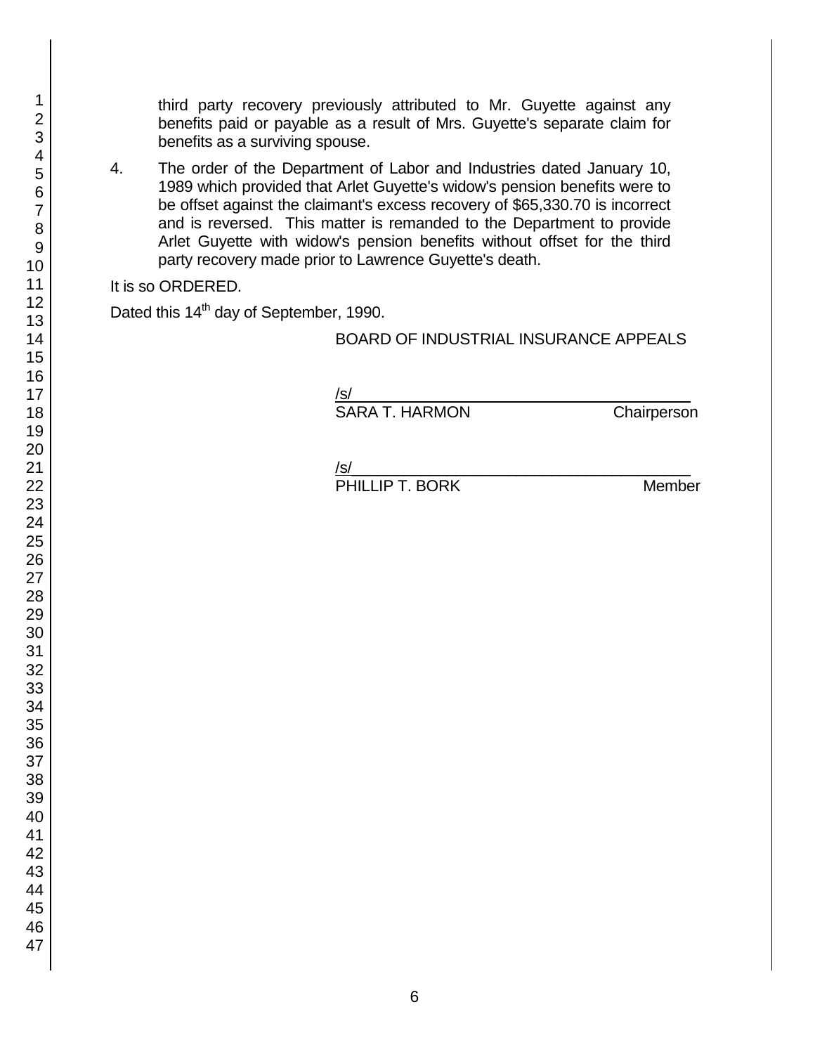third party recovery previously attributed to Mr. Guyette against any benefits paid or payable as a result of Mrs. Guyette's separate claim for benefits as a surviving spouse.

4. The order of the Department of Labor and Industries dated January 10, 1989 which provided that Arlet Guyette's widow's pension benefits were to be offset against the claimant's excess recovery of $65,330.70 is incorrect and is reversed. This matter is remanded to the Department to provide Arlet Guyette with widow's pension benefits without offset for the third party recovery made prior to Lawrence Guyette's death.

It is so ORDERED.

Dated this 14th day of September, 1990.

BOARD OF INDUSTRIAL INSURANCE APPEALS

/s/
SARA T. HARMON Chairperson

/s/
PHILLIP T. BORK Member